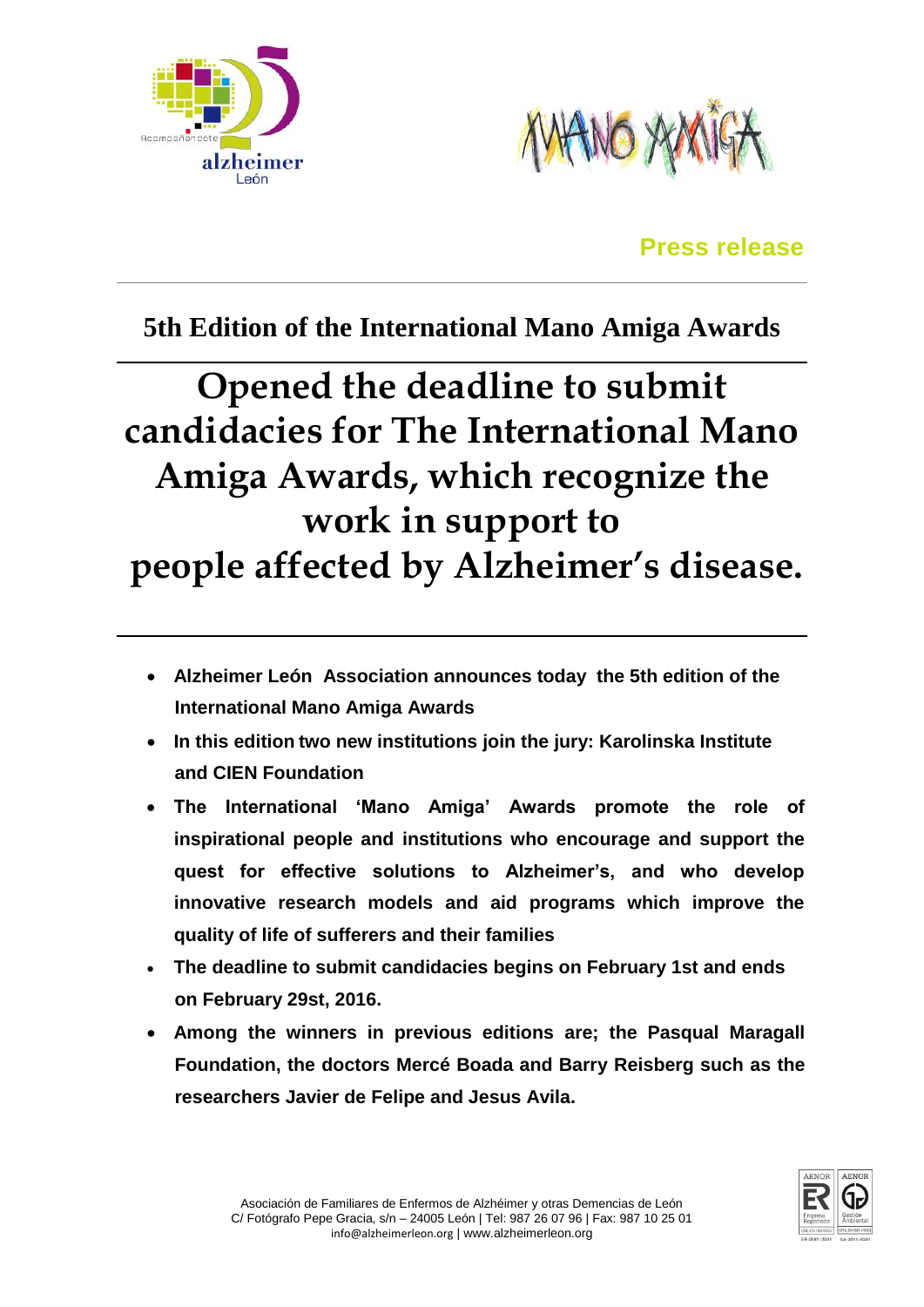Press release

### 5th Edition of the International Mano Amiga Awards

# Opened the deadline to submit candidacies for The International Mano Amiga Awards, which recognize the work in support to people affected by Alzheimer's disease.

- **Alzheimer León Association announces today the 5th edition of the International Mano Amiga Awards**
- **In this edition two new institutions join the jury: Karolinska Institute and CIEN Foundation**
- **The International 'Mano Amiga' Awards promote the role of inspirational people and institutions who encourage and support the quest for effective solutions to Alzheimer's, and who develop innovative research models and aid programs which improve the quality of life of sufferers and their families**
- **The deadline to submit candidacies begins on February 1st and ends on February 29st, 2016.**
- **Among the winners in previous editions are; the Pasqual Maragall Foundation, the doctors Mercé Boada and Barry Reisberg such as the researchers Javier de Felipe and Jesus Avila.**

Asociación de Familiares de Enfermos de Alzhéimer y otras Demencias de León
C/ Fotógrafo Pepe Gracia, s/n – 24005 León | Tel: 987 26 07 96 | Fax: 987 10 25 01
info@alzheimerleon.org | www.alzheimerleon.org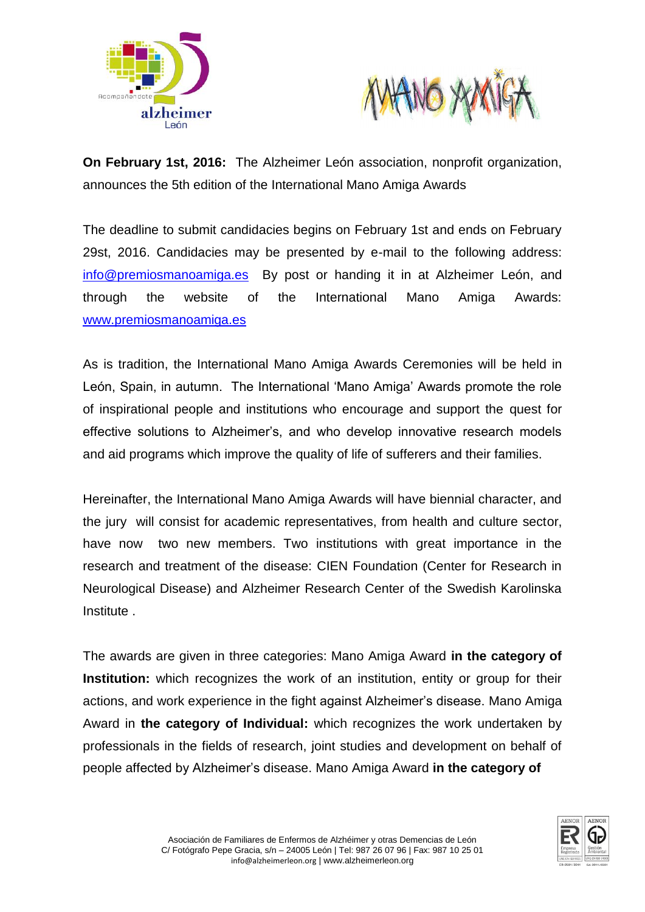**On February 1st, 2016:** The Alzheimer León association, nonprofit organization, announces the 5th edition of the International Mano Amiga Awards

The deadline to submit candidacies begins on February 1st and ends on February 29st, 2016. Candidacies may be presented by e-mail to the following address: info@premiosmanoamiga.es By post or handing it in at Alzheimer León, and through the website of the International Mano Amiga Awards: www.premiosmanoamiga.es

As is tradition, the International Mano Amiga Awards Ceremonies will be held in León, Spain, in autumn. The International 'Mano Amiga' Awards promote the role of inspirational people and institutions who encourage and support the quest for effective solutions to Alzheimer's, and who develop innovative research models and aid programs which improve the quality of life of sufferers and their families.

Hereinafter, the International Mano Amiga Awards will have biennial character, and the jury will consist for academic representatives, from health and culture sector, have now two new members. Two institutions with great importance in the research and treatment of the disease: CIEN Foundation (Center for Research in Neurological Disease) and Alzheimer Research Center of the Swedish Karolinska Institute .

The awards are given in three categories: Mano Amiga Award **in the category of Institution:** which recognizes the work of an institution, entity or group for their actions, and work experience in the fight against Alzheimer's disease. Mano Amiga Award in **the category of Individual:** which recognizes the work undertaken by professionals in the fields of research, joint studies and development on behalf of people affected by Alzheimer's disease. Mano Amiga Award **in the category of**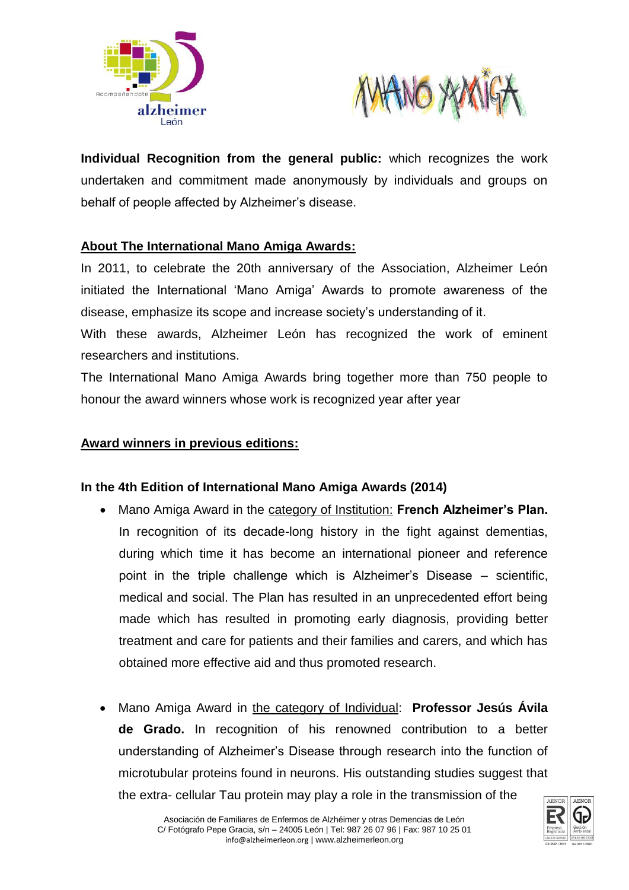**Individual Recognition from the general public:** which recognizes the work undertaken and commitment made anonymously by individuals and groups on behalf of people affected by Alzheimer's disease.

## About The International Mano Amiga Awards:

In 2011, to celebrate the 20th anniversary of the Association, Alzheimer León initiated the International 'Mano Amiga' Awards to promote awareness of the disease, emphasize its scope and increase society's understanding of it.

With these awards, Alzheimer León has recognized the work of eminent researchers and institutions.

The International Mano Amiga Awards bring together more than 750 people to honour the award winners whose work is recognized year after year

## Award winners in previous editions:

### In the 4th Edition of International Mano Amiga Awards (2014)

- Mano Amiga Award in the category of Institution: **French Alzheimer's Plan.** In recognition of its decade-long history in the fight against dementias, during which time it has become an international pioneer and reference point in the triple challenge which is Alzheimer's Disease – scientific, medical and social. The Plan has resulted in an unprecedented effort being made which has resulted in promoting early diagnosis, providing better treatment and care for patients and their families and carers, and which has obtained more effective aid and thus promoted research.

- Mano Amiga Award in the category of Individual: **Professor Jesús Ávila de Grado.** In recognition of his renowned contribution to a better understanding of Alzheimer's Disease through research into the function of microtubular proteins found in neurons. His outstanding studies suggest that the extra- cellular Tau protein may play a role in the transmission of the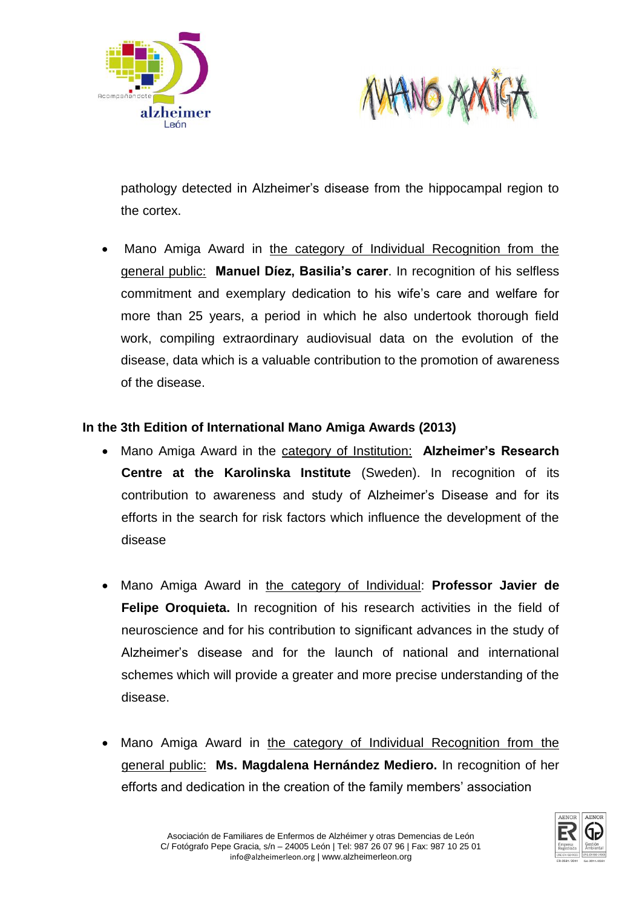pathology detected in Alzheimer's disease from the hippocampal region to the cortex.

- Mano Amiga Award in the category of Individual Recognition from the general public: **Manuel Díez, Basilia's carer**. In recognition of his selfless commitment and exemplary dedication to his wife's care and welfare for more than 25 years, a period in which he also undertook thorough field work, compiling extraordinary audiovisual data on the evolution of the disease, data which is a valuable contribution to the promotion of awareness of the disease.

**In the 3th Edition of International Mano Amiga Awards (2013)**

- Mano Amiga Award in the category of Institution: **Alzheimer's Research Centre at the Karolinska Institute** (Sweden). In recognition of its contribution to awareness and study of Alzheimer's Disease and for its efforts in the search for risk factors which influence the development of the disease

- Mano Amiga Award in the category of Individual: **Professor Javier de Felipe Oroquieta.** In recognition of his research activities in the field of neuroscience and for his contribution to significant advances in the study of Alzheimer's disease and for the launch of national and international schemes which will provide a greater and more precise understanding of the disease.

- Mano Amiga Award in the category of Individual Recognition from the general public: **Ms. Magdalena Hernández Mediero.** In recognition of her efforts and dedication in the creation of the family members' association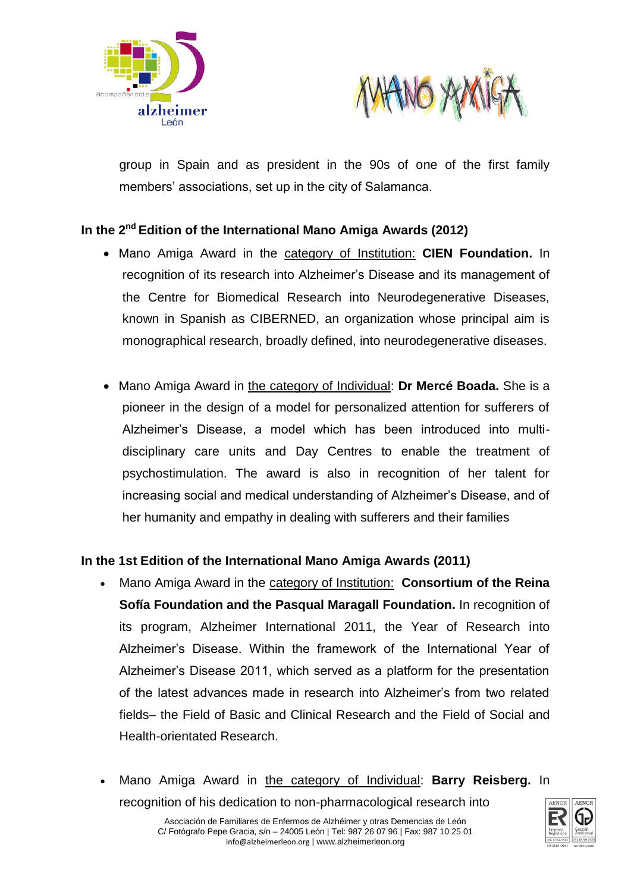group in Spain and as president in the 90s of one of the first family members' associations, set up in the city of Salamanca.

**In the 2nd Edition of the International Mano Amiga Awards (2012)**

- Mano Amiga Award in the category of Institution: **CIEN Foundation.** In recognition of its research into Alzheimer's Disease and its management of the Centre for Biomedical Research into Neurodegenerative Diseases, known in Spanish as CIBERNED, an organization whose principal aim is monographical research, broadly defined, into neurodegenerative diseases.

- Mano Amiga Award in the category of Individual: **Dr Mercé Boada.** She is a pioneer in the design of a model for personalized attention for sufferers of Alzheimer's Disease, a model which has been introduced into multi-disciplinary care units and Day Centres to enable the treatment of psychostimulation. The award is also in recognition of her talent for increasing social and medical understanding of Alzheimer's Disease, and of her humanity and empathy in dealing with sufferers and their families

**In the 1st Edition of the International Mano Amiga Awards (2011)**

- Mano Amiga Award in the category of Institution: **Consortium of the Reina Sofía Foundation and the Pasqual Maragall Foundation.** In recognition of its program, Alzheimer International 2011, the Year of Research into Alzheimer's Disease. Within the framework of the International Year of Alzheimer's Disease 2011, which served as a platform for the presentation of the latest advances made in research into Alzheimer's from two related fields– the Field of Basic and Clinical Research and the Field of Social and Health-orientated Research.

- Mano Amiga Award in the category of Individual: **Barry Reisberg.** In recognition of his dedication to non-pharmacological research into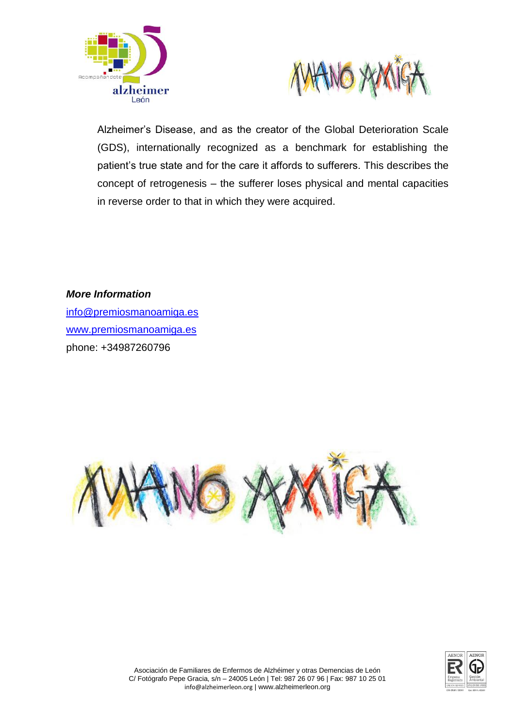Alzheimer's Disease, and as the creator of the Global Deterioration Scale (GDS), internationally recognized as a benchmark for establishing the patient's true state and for the care it affords to sufferers. This describes the concept of retrogenesis – the sufferer loses physical and mental capacities in reverse order to that in which they were acquired.

***More Information***

info@premiosmanoamiga.es

www.premiosmanoamiga.es

phone: +34987260796

Asociación de Familiares de Enfermos de Alzhéimer y otras Demencias de León
C/ Fotógrafo Pepe Gracia, s/n – 24005 León | Tel: 987 26 07 96 | Fax: 987 10 25 01
info@alzheimerleon.org | www.alzheimerleon.org